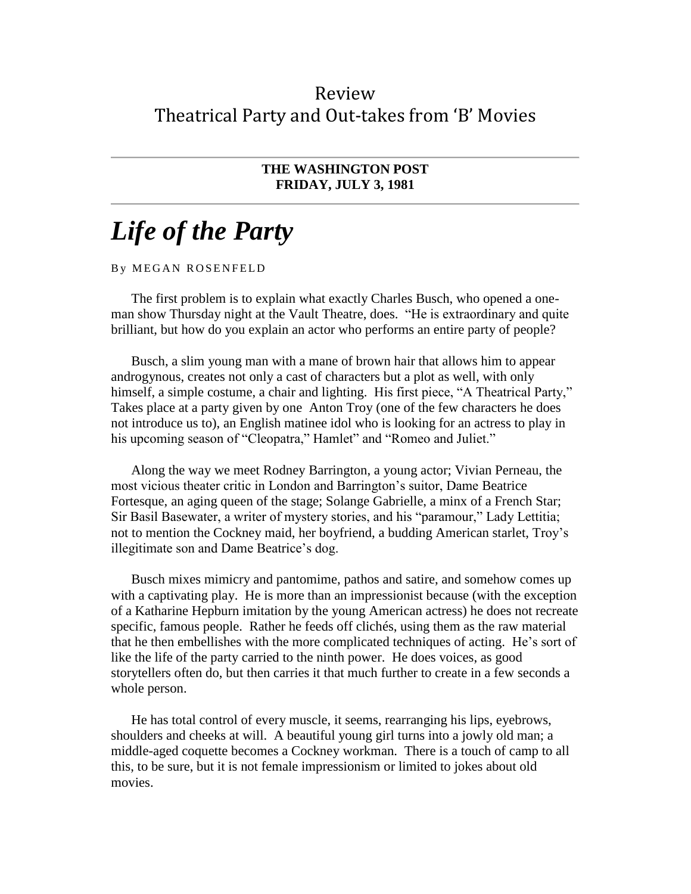# Review
# Theatrical Party and Out-takes from 'B' Movies

**THE WASHINGTON POST**
**FRIDAY, JULY 3, 1981**

# *Life of the Party*

By MEGAN ROSENFELD

The first problem is to explain what exactly Charles Busch, who opened a one-man show Thursday night at the Vault Theatre, does. "He is extraordinary and quite brilliant, but how do you explain an actor who performs an entire party of people?

Busch, a slim young man with a mane of brown hair that allows him to appear androgynous, creates not only a cast of characters but a plot as well, with only himself, a simple costume, a chair and lighting. His first piece, "A Theatrical Party," Takes place at a party given by one Anton Troy (one of the few characters he does not introduce us to), an English matinee idol who is looking for an actress to play in his upcoming season of "Cleopatra," Hamlet" and "Romeo and Juliet."

Along the way we meet Rodney Barrington, a young actor; Vivian Perneau, the most vicious theater critic in London and Barrington's suitor, Dame Beatrice Fortesque, an aging queen of the stage; Solange Gabrielle, a minx of a French Star; Sir Basil Basewater, a writer of mystery stories, and his "paramour," Lady Lettitia; not to mention the Cockney maid, her boyfriend, a budding American starlet, Troy's illegitimate son and Dame Beatrice's dog.

Busch mixes mimicry and pantomime, pathos and satire, and somehow comes up with a captivating play. He is more than an impressionist because (with the exception of a Katharine Hepburn imitation by the young American actress) he does not recreate specific, famous people. Rather he feeds off clichés, using them as the raw material that he then embellishes with the more complicated techniques of acting. He's sort of like the life of the party carried to the ninth power. He does voices, as good storytellers often do, but then carries it that much further to create in a few seconds a whole person.

He has total control of every muscle, it seems, rearranging his lips, eyebrows, shoulders and cheeks at will. A beautiful young girl turns into a jowly old man; a middle-aged coquette becomes a Cockney workman. There is a touch of camp to all this, to be sure, but it is not female impressionism or limited to jokes about old movies.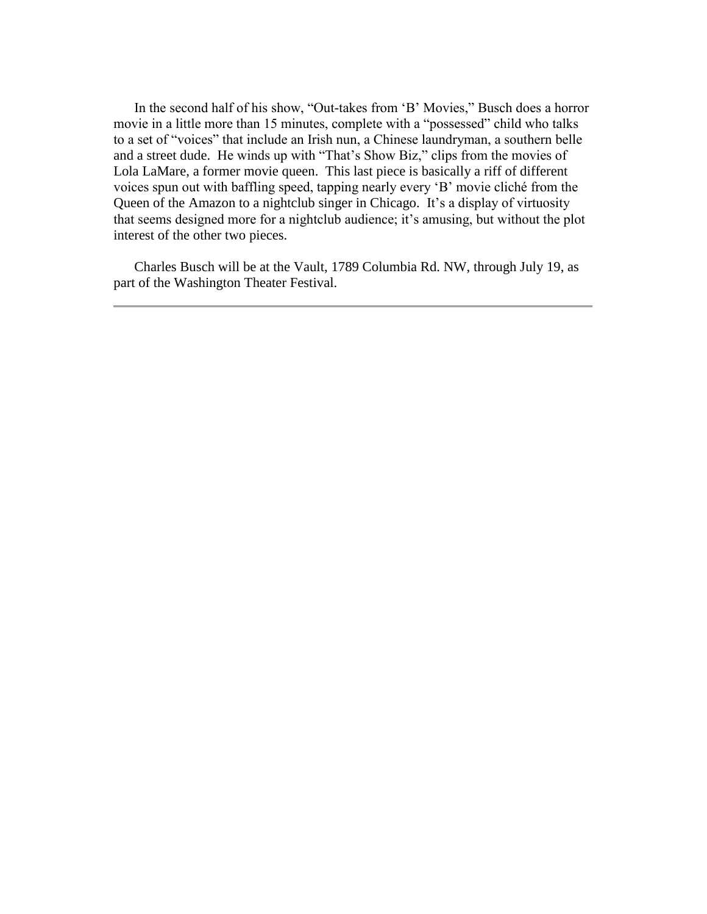In the second half of his show, "Out-takes from 'B' Movies," Busch does a horror movie in a little more than 15 minutes, complete with a "possessed" child who talks to a set of "voices" that include an Irish nun, a Chinese laundryman, a southern belle and a street dude. He winds up with "That's Show Biz," clips from the movies of Lola LaMare, a former movie queen. This last piece is basically a riff of different voices spun out with baffling speed, tapping nearly every 'B' movie cliché from the Queen of the Amazon to a nightclub singer in Chicago. It's a display of virtuosity that seems designed more for a nightclub audience; it's amusing, but without the plot interest of the other two pieces.

Charles Busch will be at the Vault, 1789 Columbia Rd. NW, through July 19, as part of the Washington Theater Festival.

---